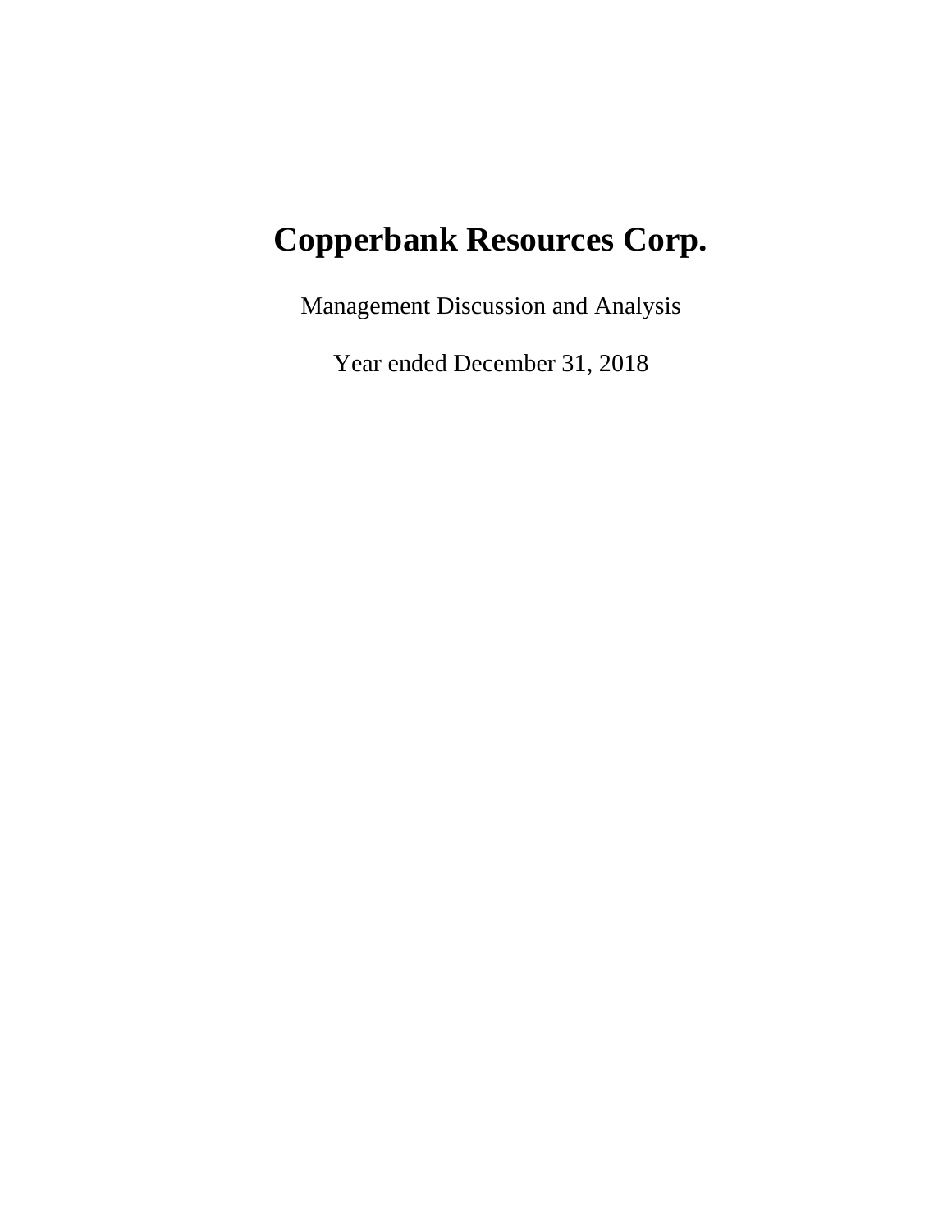# Copperbank Resources Corp.

Management Discussion and Analysis

Year ended December 31, 2018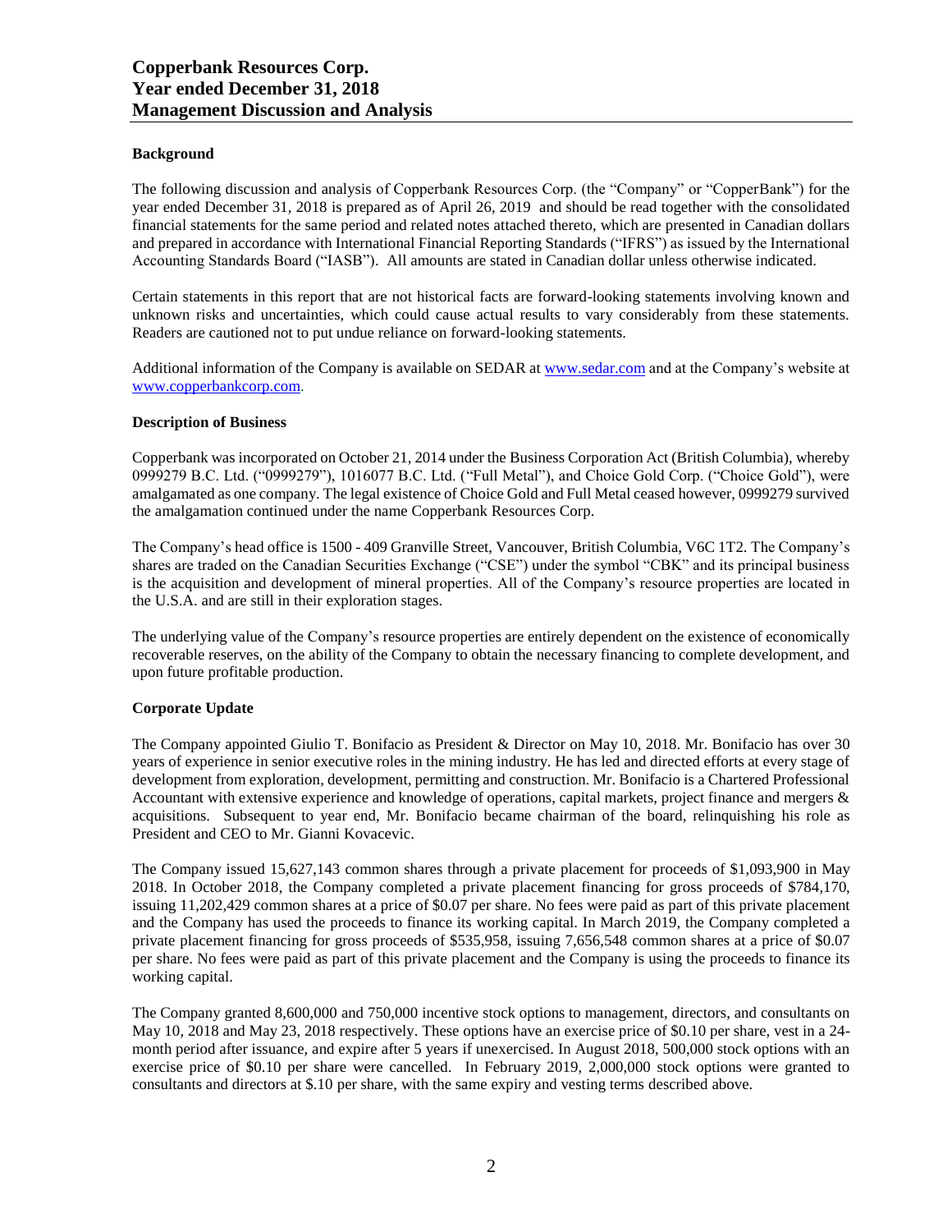## Background

The following discussion and analysis of Copperbank Resources Corp. (the "Company" or "CopperBank") for the year ended December 31, 2018 is prepared as of April 26, 2019 and should be read together with the consolidated financial statements for the same period and related notes attached thereto, which are presented in Canadian dollars and prepared in accordance with International Financial Reporting Standards ("IFRS") as issued by the International Accounting Standards Board ("IASB"). All amounts are stated in Canadian dollar unless otherwise indicated.

Certain statements in this report that are not historical facts are forward-looking statements involving known and unknown risks and uncertainties, which could cause actual results to vary considerably from these statements. Readers are cautioned not to put undue reliance on forward-looking statements.

Additional information of the Company is available on SEDAR at www.sedar.com and at the Company's website at www.copperbankcorp.com.

## Description of Business

Copperbank was incorporated on October 21, 2014 under the Business Corporation Act (British Columbia), whereby 0999279 B.C. Ltd. ("0999279"), 1016077 B.C. Ltd. ("Full Metal"), and Choice Gold Corp. ("Choice Gold"), were amalgamated as one company. The legal existence of Choice Gold and Full Metal ceased however, 0999279 survived the amalgamation continued under the name Copperbank Resources Corp.

The Company's head office is 1500 - 409 Granville Street, Vancouver, British Columbia, V6C 1T2. The Company's shares are traded on the Canadian Securities Exchange ("CSE") under the symbol "CBK" and its principal business is the acquisition and development of mineral properties. All of the Company's resource properties are located in the U.S.A. and are still in their exploration stages.

The underlying value of the Company's resource properties are entirely dependent on the existence of economically recoverable reserves, on the ability of the Company to obtain the necessary financing to complete development, and upon future profitable production.

## Corporate Update

The Company appointed Giulio T. Bonifacio as President & Director on May 10, 2018. Mr. Bonifacio has over 30 years of experience in senior executive roles in the mining industry. He has led and directed efforts at every stage of development from exploration, development, permitting and construction. Mr. Bonifacio is a Chartered Professional Accountant with extensive experience and knowledge of operations, capital markets, project finance and mergers & acquisitions. Subsequent to year end, Mr. Bonifacio became chairman of the board, relinquishing his role as President and CEO to Mr. Gianni Kovacevic.

The Company issued 15,627,143 common shares through a private placement for proceeds of $1,093,900 in May 2018. In October 2018, the Company completed a private placement financing for gross proceeds of $784,170, issuing 11,202,429 common shares at a price of $0.07 per share. No fees were paid as part of this private placement and the Company has used the proceeds to finance its working capital. In March 2019, the Company completed a private placement financing for gross proceeds of $535,958, issuing 7,656,548 common shares at a price of $0.07 per share. No fees were paid as part of this private placement and the Company is using the proceeds to finance its working capital.

The Company granted 8,600,000 and 750,000 incentive stock options to management, directors, and consultants on May 10, 2018 and May 23, 2018 respectively. These options have an exercise price of $0.10 per share, vest in a 24-month period after issuance, and expire after 5 years if unexercised. In August 2018, 500,000 stock options with an exercise price of $0.10 per share were cancelled. In February 2019, 2,000,000 stock options were granted to consultants and directors at $.10 per share, with the same expiry and vesting terms described above.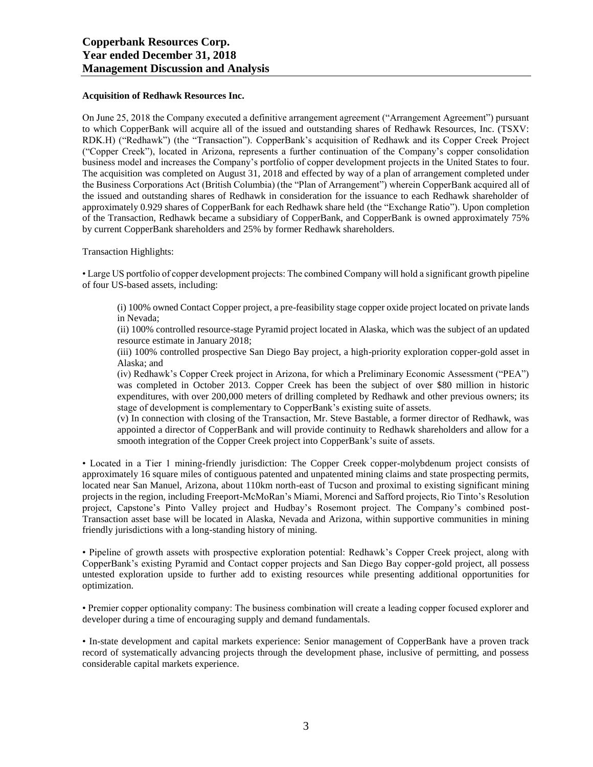**Acquisition of Redhawk Resources Inc.**

On June 25, 2018 the Company executed a definitive arrangement agreement ("Arrangement Agreement") pursuant to which CopperBank will acquire all of the issued and outstanding shares of Redhawk Resources, Inc. (TSXV: RDK.H) ("Redhawk") (the "Transaction"). CopperBank's acquisition of Redhawk and its Copper Creek Project ("Copper Creek"), located in Arizona, represents a further continuation of the Company's copper consolidation business model and increases the Company's portfolio of copper development projects in the United States to four. The acquisition was completed on August 31, 2018 and effected by way of a plan of arrangement completed under the Business Corporations Act (British Columbia) (the "Plan of Arrangement") wherein CopperBank acquired all of the issued and outstanding shares of Redhawk in consideration for the issuance to each Redhawk shareholder of approximately 0.929 shares of CopperBank for each Redhawk share held (the "Exchange Ratio"). Upon completion of the Transaction, Redhawk became a subsidiary of CopperBank, and CopperBank is owned approximately 75% by current CopperBank shareholders and 25% by former Redhawk shareholders.

Transaction Highlights:

• Large US portfolio of copper development projects: The combined Company will hold a significant growth pipeline of four US-based assets, including:

> (i) 100% owned Contact Copper project, a pre-feasibility stage copper oxide project located on private lands in Nevada;
>
> (ii) 100% controlled resource-stage Pyramid project located in Alaska, which was the subject of an updated resource estimate in January 2018;
>
> (iii) 100% controlled prospective San Diego Bay project, a high-priority exploration copper-gold asset in Alaska; and
>
> (iv) Redhawk's Copper Creek project in Arizona, for which a Preliminary Economic Assessment ("PEA") was completed in October 2013. Copper Creek has been the subject of over $80 million in historic expenditures, with over 200,000 meters of drilling completed by Redhawk and other previous owners; its stage of development is complementary to CopperBank's existing suite of assets.
>
> (v) In connection with closing of the Transaction, Mr. Steve Bastable, a former director of Redhawk, was appointed a director of CopperBank and will provide continuity to Redhawk shareholders and allow for a smooth integration of the Copper Creek project into CopperBank's suite of assets.

• Located in a Tier 1 mining-friendly jurisdiction: The Copper Creek copper-molybdenum project consists of approximately 16 square miles of contiguous patented and unpatented mining claims and state prospecting permits, located near San Manuel, Arizona, about 110km north-east of Tucson and proximal to existing significant mining projects in the region, including Freeport-McMoRan's Miami, Morenci and Safford projects, Rio Tinto's Resolution project, Capstone's Pinto Valley project and Hudbay's Rosemont project. The Company's combined post-Transaction asset base will be located in Alaska, Nevada and Arizona, within supportive communities in mining friendly jurisdictions with a long-standing history of mining.

• Pipeline of growth assets with prospective exploration potential: Redhawk's Copper Creek project, along with CopperBank's existing Pyramid and Contact copper projects and San Diego Bay copper-gold project, all possess untested exploration upside to further add to existing resources while presenting additional opportunities for optimization.

• Premier copper optionality company: The business combination will create a leading copper focused explorer and developer during a time of encouraging supply and demand fundamentals.

• In-state development and capital markets experience: Senior management of CopperBank have a proven track record of systematically advancing projects through the development phase, inclusive of permitting, and possess considerable capital markets experience.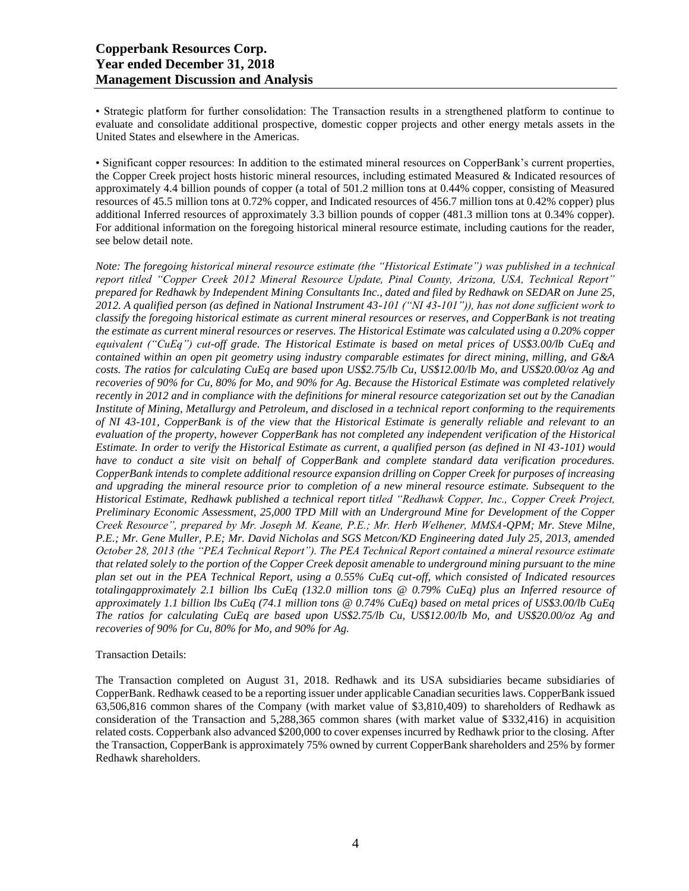• Strategic platform for further consolidation: The Transaction results in a strengthened platform to continue to evaluate and consolidate additional prospective, domestic copper projects and other energy metals assets in the United States and elsewhere in the Americas.

• Significant copper resources: In addition to the estimated mineral resources on CopperBank's current properties, the Copper Creek project hosts historic mineral resources, including estimated Measured & Indicated resources of approximately 4.4 billion pounds of copper (a total of 501.2 million tons at 0.44% copper, consisting of Measured resources of 45.5 million tons at 0.72% copper, and Indicated resources of 456.7 million tons at 0.42% copper) plus additional Inferred resources of approximately 3.3 billion pounds of copper (481.3 million tons at 0.34% copper). For additional information on the foregoing historical mineral resource estimate, including cautions for the reader, see below detail note.

*Note: The foregoing historical mineral resource estimate (the "Historical Estimate") was published in a technical report titled "Copper Creek 2012 Mineral Resource Update, Pinal County, Arizona, USA, Technical Report" prepared for Redhawk by Independent Mining Consultants Inc., dated and filed by Redhawk on SEDAR on June 25, 2012. A qualified person (as defined in National Instrument 43-101 ("NI 43-101")), has not done sufficient work to classify the foregoing historical estimate as current mineral resources or reserves, and CopperBank is not treating the estimate as current mineral resources or reserves. The Historical Estimate was calculated using a 0.20% copper equivalent ("CuEq") cut-off grade. The Historical Estimate is based on metal prices of US$3.00/lb CuEq and contained within an open pit geometry using industry comparable estimates for direct mining, milling, and G&A costs. The ratios for calculating CuEq are based upon US$2.75/lb Cu, US$12.00/lb Mo, and US$20.00/oz Ag and recoveries of 90% for Cu, 80% for Mo, and 90% for Ag. Because the Historical Estimate was completed relatively recently in 2012 and in compliance with the definitions for mineral resource categorization set out by the Canadian Institute of Mining, Metallurgy and Petroleum, and disclosed in a technical report conforming to the requirements of NI 43-101, CopperBank is of the view that the Historical Estimate is generally reliable and relevant to an evaluation of the property, however CopperBank has not completed any independent verification of the Historical Estimate. In order to verify the Historical Estimate as current, a qualified person (as defined in NI 43-101) would have to conduct a site visit on behalf of CopperBank and complete standard data verification procedures. CopperBank intends to complete additional resource expansion drilling on Copper Creek for purposes of increasing and upgrading the mineral resource prior to completion of a new mineral resource estimate. Subsequent to the Historical Estimate, Redhawk published a technical report titled "Redhawk Copper, Inc., Copper Creek Project, Preliminary Economic Assessment, 25,000 TPD Mill with an Underground Mine for Development of the Copper Creek Resource", prepared by Mr. Joseph M. Keane, P.E.; Mr. Herb Welhener, MMSA-QPM; Mr. Steve Milne, P.E.; Mr. Gene Muller, P.E; Mr. David Nicholas and SGS Metcon/KD Engineering dated July 25, 2013, amended October 28, 2013 (the "PEA Technical Report"). The PEA Technical Report contained a mineral resource estimate that related solely to the portion of the Copper Creek deposit amenable to underground mining pursuant to the mine plan set out in the PEA Technical Report, using a 0.55% CuEq cut-off, which consisted of Indicated resources totalingapproximately 2.1 billion lbs CuEq (132.0 million tons @ 0.79% CuEq) plus an Inferred resource of approximately 1.1 billion lbs CuEq (74.1 million tons @ 0.74% CuEq) based on metal prices of US$3.00/lb CuEq The ratios for calculating CuEq are based upon US$2.75/lb Cu, US$12.00/lb Mo, and US$20.00/oz Ag and recoveries of 90% for Cu, 80% for Mo, and 90% for Ag.*

Transaction Details:

The Transaction completed on August 31, 2018. Redhawk and its USA subsidiaries became subsidiaries of CopperBank. Redhawk ceased to be a reporting issuer under applicable Canadian securities laws. CopperBank issued 63,506,816 common shares of the Company (with market value of $3,810,409) to shareholders of Redhawk as consideration of the Transaction and 5,288,365 common shares (with market value of $332,416) in acquisition related costs. Copperbank also advanced $200,000 to cover expenses incurred by Redhawk prior to the closing. After the Transaction, CopperBank is approximately 75% owned by current CopperBank shareholders and 25% by former Redhawk shareholders.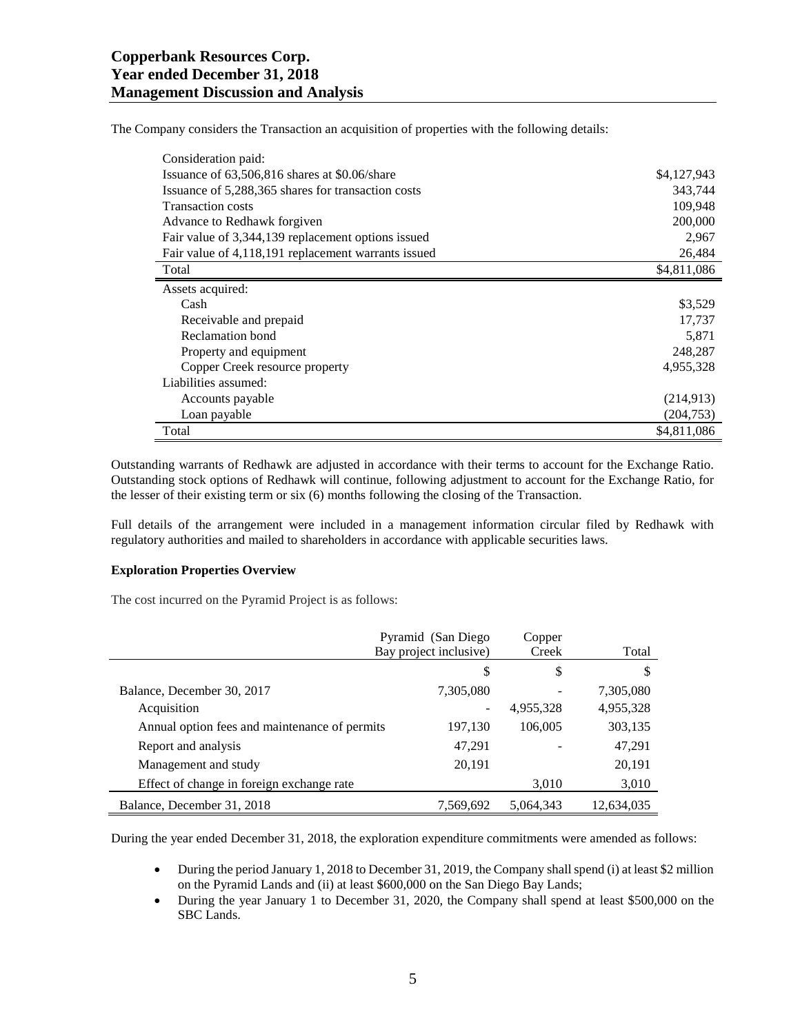The Company considers the Transaction an acquisition of properties with the following details:

| | |
|---|---|
| Consideration paid: | |
| Issuance of 63,506,816 shares at $0.06/share | $4,127,943 |
| Issuance of 5,288,365 shares for transaction costs | 343,744 |
| Transaction costs | 109,948 |
| Advance to Redhawk forgiven | 200,000 |
| Fair value of 3,344,139 replacement options issued | 2,967 |
| Fair value of 4,118,191 replacement warrants issued | 26,484 |
| Total | $4,811,086 |
| Assets acquired: | |
| Cash | $3,529 |
| Receivable and prepaid | 17,737 |
| Reclamation bond | 5,871 |
| Property and equipment | 248,287 |
| Copper Creek resource property | 4,955,328 |
| Liabilities assumed: | |
| Accounts payable | (214,913) |
| Loan payable | (204,753) |
| Total | $4,811,086 |

Outstanding warrants of Redhawk are adjusted in accordance with their terms to account for the Exchange Ratio. Outstanding stock options of Redhawk will continue, following adjustment to account for the Exchange Ratio, for the lesser of their existing term or six (6) months following the closing of the Transaction.

Full details of the arrangement were included in a management information circular filed by Redhawk with regulatory authorities and mailed to shareholders in accordance with applicable securities laws.

**Exploration Properties Overview**

The cost incurred on the Pyramid Project is as follows:

| | Pyramid (San Diego Bay project inclusive) | Copper Creek | Total |
|---|---|---|---|
| | $ | $ | $ |
| Balance, December 30, 2017 | 7,305,080 | - | 7,305,080 |
| Acquisition | - | 4,955,328 | 4,955,328 |
| Annual option fees and maintenance of permits | 197,130 | 106,005 | 303,135 |
| Report and analysis | 47,291 | - | 47,291 |
| Management and study | 20,191 | | 20,191 |
| Effect of change in foreign exchange rate | | 3,010 | 3,010 |
| Balance, December 31, 2018 | 7,569,692 | 5,064,343 | 12,634,035 |

During the year ended December 31, 2018, the exploration expenditure commitments were amended as follows:

- During the period January 1, 2018 to December 31, 2019, the Company shall spend (i) at least $2 million on the Pyramid Lands and (ii) at least $600,000 on the San Diego Bay Lands;
- During the year January 1 to December 31, 2020, the Company shall spend at least $500,000 on the SBC Lands.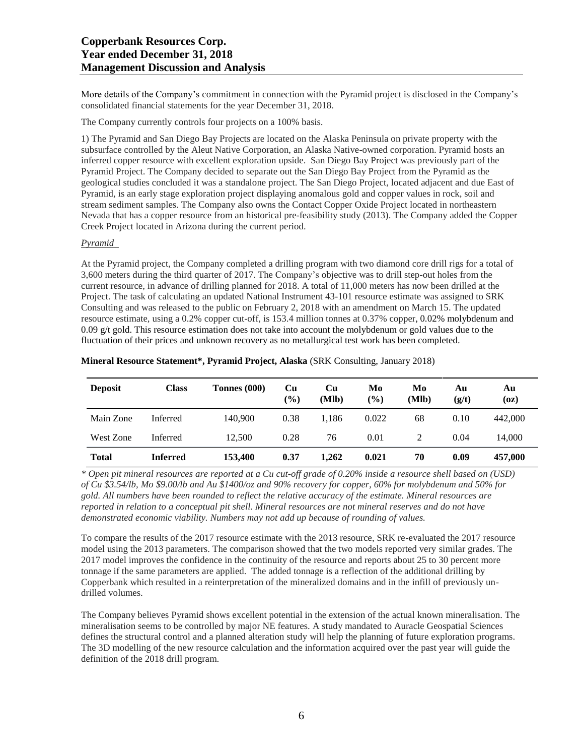More details of the Company's commitment in connection with the Pyramid project is disclosed in the Company's consolidated financial statements for the year December 31, 2018.

The Company currently controls four projects on a 100% basis.

1) The Pyramid and San Diego Bay Projects are located on the Alaska Peninsula on private property with the subsurface controlled by the Aleut Native Corporation, an Alaska Native-owned corporation. Pyramid hosts an inferred copper resource with excellent exploration upside. San Diego Bay Project was previously part of the Pyramid Project. The Company decided to separate out the San Diego Bay Project from the Pyramid as the geological studies concluded it was a standalone project. The San Diego Project, located adjacent and due East of Pyramid, is an early stage exploration project displaying anomalous gold and copper values in rock, soil and stream sediment samples. The Company also owns the Contact Copper Oxide Project located in northeastern Nevada that has a copper resource from an historical pre-feasibility study (2013). The Company added the Copper Creek Project located in Arizona during the current period.

*Pyramid*

At the Pyramid project, the Company completed a drilling program with two diamond core drill rigs for a total of 3,600 meters during the third quarter of 2017. The Company's objective was to drill step-out holes from the current resource, in advance of drilling planned for 2018. A total of 11,000 meters has now been drilled at the Project. The task of calculating an updated National Instrument 43-101 resource estimate was assigned to SRK Consulting and was released to the public on February 2, 2018 with an amendment on March 15. The updated resource estimate, using a 0.2% copper cut-off, is 153.4 million tonnes at 0.37% copper, 0.02% molybdenum and 0.09 g/t gold. This resource estimation does not take into account the molybdenum or gold values due to the fluctuation of their prices and unknown recovery as no metallurgical test work has been completed.

**Mineral Resource Statement*, Pyramid Project, Alaska** (SRK Consulting, January 2018)

| Deposit | Class | Tonnes (000) | Cu (%) | Cu (Mlb) | Mo (%) | Mo (Mlb) | Au (g/t) | Au (oz) |
|---|---|---|---|---|---|---|---|---|
| Main Zone | Inferred | 140,900 | 0.38 | 1,186 | 0.022 | 68 | 0.10 | 442,000 |
| West Zone | Inferred | 12,500 | 0.28 | 76 | 0.01 | 2 | 0.04 | 14,000 |
| **Total** | **Inferred** | **153,400** | **0.37** | **1,262** | **0.021** | **70** | **0.09** | **457,000** |

*\* Open pit mineral resources are reported at a Cu cut-off grade of 0.20% inside a resource shell based on (USD) of Cu $3.54/lb, Mo $9.00/lb and Au $1400/oz and 90% recovery for copper, 60% for molybdenum and 50% for gold. All numbers have been rounded to reflect the relative accuracy of the estimate. Mineral resources are reported in relation to a conceptual pit shell. Mineral resources are not mineral reserves and do not have demonstrated economic viability. Numbers may not add up because of rounding of values.*

To compare the results of the 2017 resource estimate with the 2013 resource, SRK re-evaluated the 2017 resource model using the 2013 parameters. The comparison showed that the two models reported very similar grades. The 2017 model improves the confidence in the continuity of the resource and reports about 25 to 30 percent more tonnage if the same parameters are applied. The added tonnage is a reflection of the additional drilling by Copperbank which resulted in a reinterpretation of the mineralized domains and in the infill of previously un-drilled volumes.

The Company believes Pyramid shows excellent potential in the extension of the actual known mineralisation. The mineralisation seems to be controlled by major NE features. A study mandated to Auracle Geospatial Sciences defines the structural control and a planned alteration study will help the planning of future exploration programs. The 3D modelling of the new resource calculation and the information acquired over the past year will guide the definition of the 2018 drill program.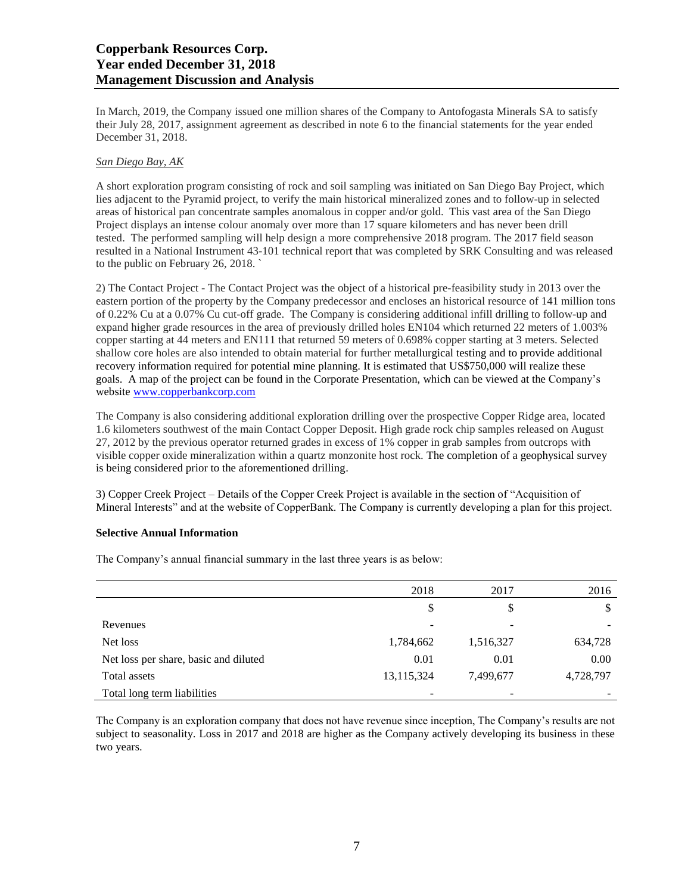In March, 2019, the Company issued one million shares of the Company to Antofogasta Minerals SA to satisfy their July 28, 2017, assignment agreement as described in note 6 to the financial statements for the year ended December 31, 2018.

*San Diego Bay, AK*

A short exploration program consisting of rock and soil sampling was initiated on San Diego Bay Project, which lies adjacent to the Pyramid project, to verify the main historical mineralized zones and to follow-up in selected areas of historical pan concentrate samples anomalous in copper and/or gold. This vast area of the San Diego Project displays an intense colour anomaly over more than 17 square kilometers and has never been drill tested. The performed sampling will help design a more comprehensive 2018 program. The 2017 field season resulted in a National Instrument 43-101 technical report that was completed by SRK Consulting and was released to the public on February 26, 2018. `

2) The Contact Project - The Contact Project was the object of a historical pre-feasibility study in 2013 over the eastern portion of the property by the Company predecessor and encloses an historical resource of 141 million tons of 0.22% Cu at a 0.07% Cu cut-off grade. The Company is considering additional infill drilling to follow-up and expand higher grade resources in the area of previously drilled holes EN104 which returned 22 meters of 1.003% copper starting at 44 meters and EN111 that returned 59 meters of 0.698% copper starting at 3 meters. Selected shallow core holes are also intended to obtain material for further metallurgical testing and to provide additional recovery information required for potential mine planning. It is estimated that US$750,000 will realize these goals. A map of the project can be found in the Corporate Presentation, which can be viewed at the Company's website www.copperbankcorp.com

The Company is also considering additional exploration drilling over the prospective Copper Ridge area, located 1.6 kilometers southwest of the main Contact Copper Deposit. High grade rock chip samples released on August 27, 2012 by the previous operator returned grades in excess of 1% copper in grab samples from outcrops with visible copper oxide mineralization within a quartz monzonite host rock. The completion of a geophysical survey is being considered prior to the aforementioned drilling.

3) Copper Creek Project – Details of the Copper Creek Project is available in the section of "Acquisition of Mineral Interests" and at the website of CopperBank. The Company is currently developing a plan for this project.

**Selective Annual Information**

The Company's annual financial summary in the last three years is as below:

| | 2018 | 2017 | 2016 |
|---|---|---|---|
| | $ | $ | $ |
| Revenues | - | - | - |
| Net loss | 1,784,662 | 1,516,327 | 634,728 |
| Net loss per share, basic and diluted | 0.01 | 0.01 | 0.00 |
| Total assets | 13,115,324 | 7,499,677 | 4,728,797 |
| Total long term liabilities | - | - | - |

The Company is an exploration company that does not have revenue since inception, The Company's results are not subject to seasonality. Loss in 2017 and 2018 are higher as the Company actively developing its business in these two years.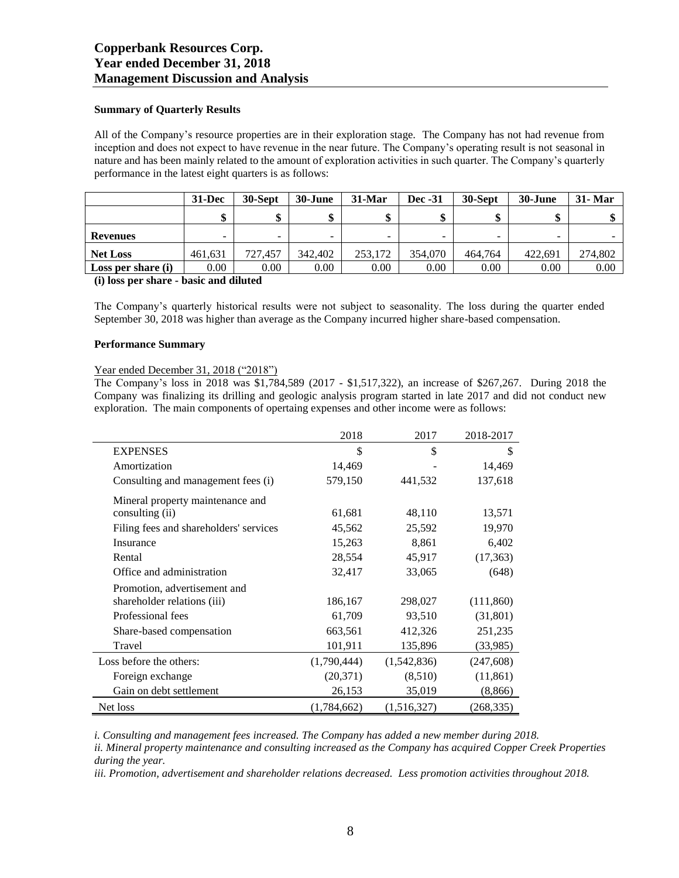**Summary of Quarterly Results**

All of the Company's resource properties are in their exploration stage. The Company has not had revenue from inception and does not expect to have revenue in the near future. The Company's operating result is not seasonal in nature and has been mainly related to the amount of exploration activities in such quarter. The Company's quarterly performance in the latest eight quarters is as follows:

| | 31-Dec | 30-Sept | 30-June | 31-Mar | Dec -31 | 30-Sept | 30-June | 31- Mar |
|---|---|---|---|---|---|---|---|---|
| | $ | $ | $ | $ | $ | $ | $ | $ |
| **Revenues** | - | - | - | - | - | - | - | - |
| **Net Loss** | 461,631 | 727,457 | 342,402 | 253,172 | 354,070 | 464,764 | 422,691 | 274,802 |
| **Loss per share (i)** | 0.00 | 0.00 | 0.00 | 0.00 | 0.00 | 0.00 | 0.00 | 0.00 |

**(i) loss per share - basic and diluted**

The Company's quarterly historical results were not subject to seasonality. The loss during the quarter ended September 30, 2018 was higher than average as the Company incurred higher share-based compensation.

**Performance Summary**

Year ended December 31, 2018 ("2018")

The Company's loss in 2018 was $1,784,589 (2017 - $1,517,322), an increase of $267,267. During 2018 the Company was finalizing its drilling and geologic analysis program started in late 2017 and did not conduct new exploration. The main components of opertaing expenses and other income were as follows:

| | 2018 | 2017 | 2018-2017 |
|---|---|---|---|
| EXPENSES | $ | $ | $ |
| Amortization | 14,469 | - | 14,469 |
| Consulting and management fees (i) | 579,150 | 441,532 | 137,618 |
| Mineral property maintenance and consulting (ii) | 61,681 | 48,110 | 13,571 |
| Filing fees and shareholders' services | 45,562 | 25,592 | 19,970 |
| Insurance | 15,263 | 8,861 | 6,402 |
| Rental | 28,554 | 45,917 | (17,363) |
| Office and administration | 32,417 | 33,065 | (648) |
| Promotion, advertisement and shareholder relations (iii) | 186,167 | 298,027 | (111,860) |
| Professional fees | 61,709 | 93,510 | (31,801) |
| Share-based compensation | 663,561 | 412,326 | 251,235 |
| Travel | 101,911 | 135,896 | (33,985) |
| Loss before the others: | (1,790,444) | (1,542,836) | (247,608) |
| Foreign exchange | (20,371) | (8,510) | (11,861) |
| Gain on debt settlement | 26,153 | 35,019 | (8,866) |
| Net loss | (1,784,662) | (1,516,327) | (268,335) |

*i. Consulting and management fees increased. The Company has added a new member during 2018.*

*ii. Mineral property maintenance and consulting increased as the Company has acquired Copper Creek Properties during the year.*

*iii. Promotion, advertisement and shareholder relations decreased. Less promotion activities throughout 2018.*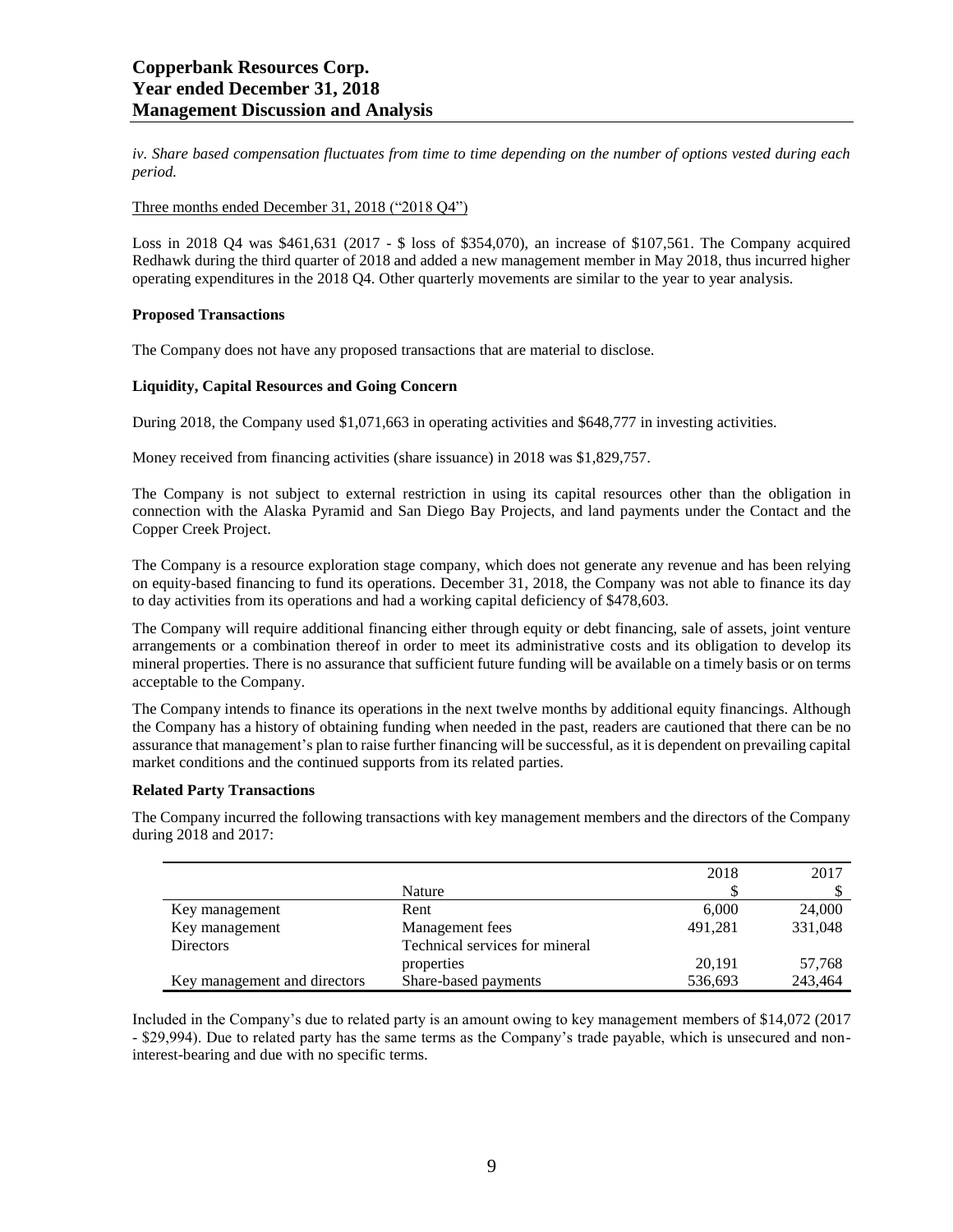*iv. Share based compensation fluctuates from time to time depending on the number of options vested during each period.*

Three months ended December 31, 2018 ("2018 Q4")

Loss in 2018 Q4 was $461,631 (2017 - $ loss of $354,070), an increase of $107,561. The Company acquired Redhawk during the third quarter of 2018 and added a new management member in May 2018, thus incurred higher operating expenditures in the 2018 Q4. Other quarterly movements are similar to the year to year analysis.

**Proposed Transactions**

The Company does not have any proposed transactions that are material to disclose.

**Liquidity, Capital Resources and Going Concern**

During 2018, the Company used $1,071,663 in operating activities and $648,777 in investing activities.

Money received from financing activities (share issuance) in 2018 was $1,829,757.

The Company is not subject to external restriction in using its capital resources other than the obligation in connection with the Alaska Pyramid and San Diego Bay Projects, and land payments under the Contact and the Copper Creek Project.

The Company is a resource exploration stage company, which does not generate any revenue and has been relying on equity-based financing to fund its operations. December 31, 2018, the Company was not able to finance its day to day activities from its operations and had a working capital deficiency of $478,603.

The Company will require additional financing either through equity or debt financing, sale of assets, joint venture arrangements or a combination thereof in order to meet its administrative costs and its obligation to develop its mineral properties. There is no assurance that sufficient future funding will be available on a timely basis or on terms acceptable to the Company.

The Company intends to finance its operations in the next twelve months by additional equity financings. Although the Company has a history of obtaining funding when needed in the past, readers are cautioned that there can be no assurance that management's plan to raise further financing will be successful, as it is dependent on prevailing capital market conditions and the continued supports from its related parties.

**Related Party Transactions**

The Company incurred the following transactions with key management members and the directors of the Company during 2018 and 2017:

| | Nature | 2018<br>$ | 2017<br>$ |
|---|---|---|---|
| Key management | Rent | 6,000 | 24,000 |
| Key management | Management fees | 491,281 | 331,048 |
| Directors | Technical services for mineral properties | 20,191 | 57,768 |
| Key management and directors | Share-based payments | 536,693 | 243,464 |

Included in the Company's due to related party is an amount owing to key management members of $14,072 (2017 - $29,994). Due to related party has the same terms as the Company's trade payable, which is unsecured and non-interest-bearing and due with no specific terms.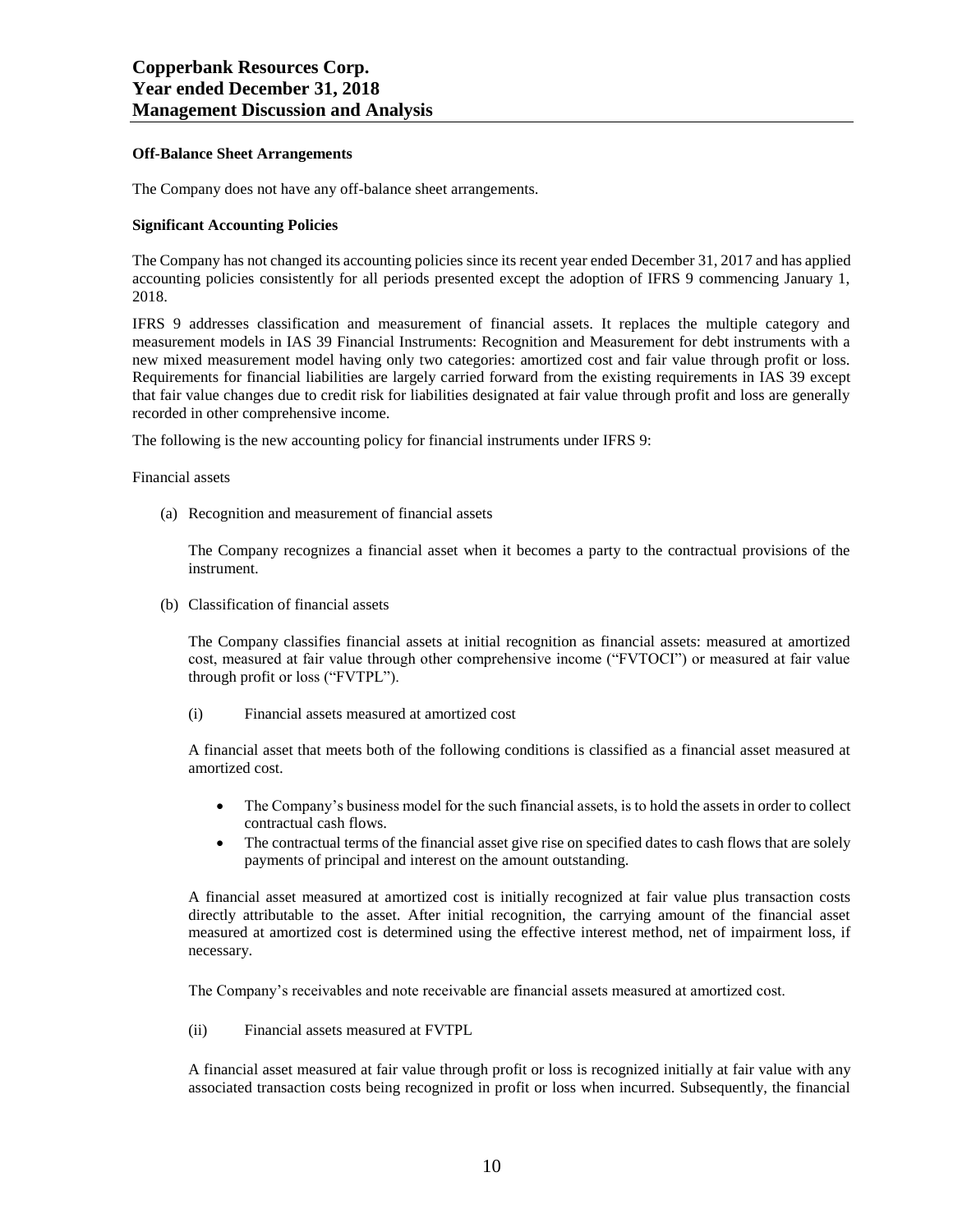**Off-Balance Sheet Arrangements**

The Company does not have any off-balance sheet arrangements.

**Significant Accounting Policies**

The Company has not changed its accounting policies since its recent year ended December 31, 2017 and has applied accounting policies consistently for all periods presented except the adoption of IFRS 9 commencing January 1, 2018.

IFRS 9 addresses classification and measurement of financial assets. It replaces the multiple category and measurement models in IAS 39 Financial Instruments: Recognition and Measurement for debt instruments with a new mixed measurement model having only two categories: amortized cost and fair value through profit or loss. Requirements for financial liabilities are largely carried forward from the existing requirements in IAS 39 except that fair value changes due to credit risk for liabilities designated at fair value through profit and loss are generally recorded in other comprehensive income.

The following is the new accounting policy for financial instruments under IFRS 9:

Financial assets

(a) Recognition and measurement of financial assets

The Company recognizes a financial asset when it becomes a party to the contractual provisions of the instrument.

(b) Classification of financial assets

The Company classifies financial assets at initial recognition as financial assets: measured at amortized cost, measured at fair value through other comprehensive income ("FVTOCI") or measured at fair value through profit or loss ("FVTPL").

(i) Financial assets measured at amortized cost

A financial asset that meets both of the following conditions is classified as a financial asset measured at amortized cost.

- The Company's business model for the such financial assets, is to hold the assets in order to collect contractual cash flows.
- The contractual terms of the financial asset give rise on specified dates to cash flows that are solely payments of principal and interest on the amount outstanding.

A financial asset measured at amortized cost is initially recognized at fair value plus transaction costs directly attributable to the asset. After initial recognition, the carrying amount of the financial asset measured at amortized cost is determined using the effective interest method, net of impairment loss, if necessary.

The Company's receivables and note receivable are financial assets measured at amortized cost.

(ii) Financial assets measured at FVTPL

A financial asset measured at fair value through profit or loss is recognized initially at fair value with any associated transaction costs being recognized in profit or loss when incurred. Subsequently, the financial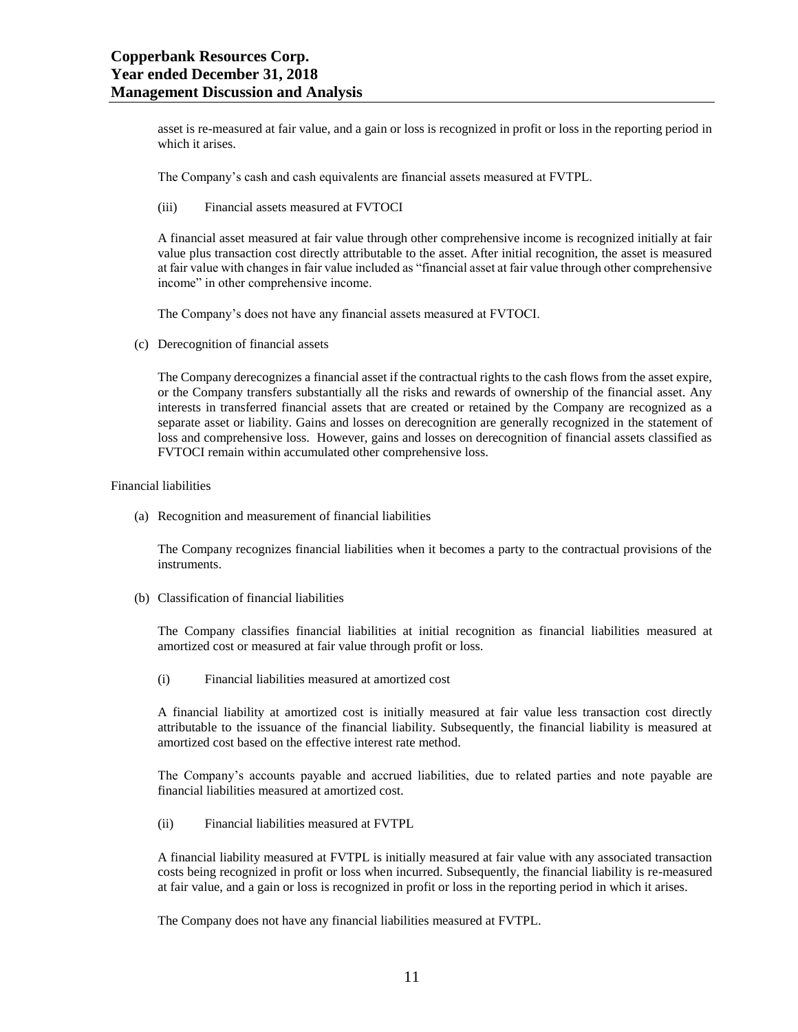asset is re-measured at fair value, and a gain or loss is recognized in profit or loss in the reporting period in which it arises.

The Company's cash and cash equivalents are financial assets measured at FVTPL.

(iii) Financial assets measured at FVTOCI

A financial asset measured at fair value through other comprehensive income is recognized initially at fair value plus transaction cost directly attributable to the asset. After initial recognition, the asset is measured at fair value with changes in fair value included as "financial asset at fair value through other comprehensive income" in other comprehensive income.

The Company's does not have any financial assets measured at FVTOCI.

(c) Derecognition of financial assets

The Company derecognizes a financial asset if the contractual rights to the cash flows from the asset expire, or the Company transfers substantially all the risks and rewards of ownership of the financial asset. Any interests in transferred financial assets that are created or retained by the Company are recognized as a separate asset or liability. Gains and losses on derecognition are generally recognized in the statement of loss and comprehensive loss. However, gains and losses on derecognition of financial assets classified as FVTOCI remain within accumulated other comprehensive loss.

Financial liabilities

(a) Recognition and measurement of financial liabilities

The Company recognizes financial liabilities when it becomes a party to the contractual provisions of the instruments.

(b) Classification of financial liabilities

The Company classifies financial liabilities at initial recognition as financial liabilities measured at amortized cost or measured at fair value through profit or loss.

(i) Financial liabilities measured at amortized cost

A financial liability at amortized cost is initially measured at fair value less transaction cost directly attributable to the issuance of the financial liability. Subsequently, the financial liability is measured at amortized cost based on the effective interest rate method.

The Company's accounts payable and accrued liabilities, due to related parties and note payable are financial liabilities measured at amortized cost.

(ii) Financial liabilities measured at FVTPL

A financial liability measured at FVTPL is initially measured at fair value with any associated transaction costs being recognized in profit or loss when incurred. Subsequently, the financial liability is re-measured at fair value, and a gain or loss is recognized in profit or loss in the reporting period in which it arises.

The Company does not have any financial liabilities measured at FVTPL.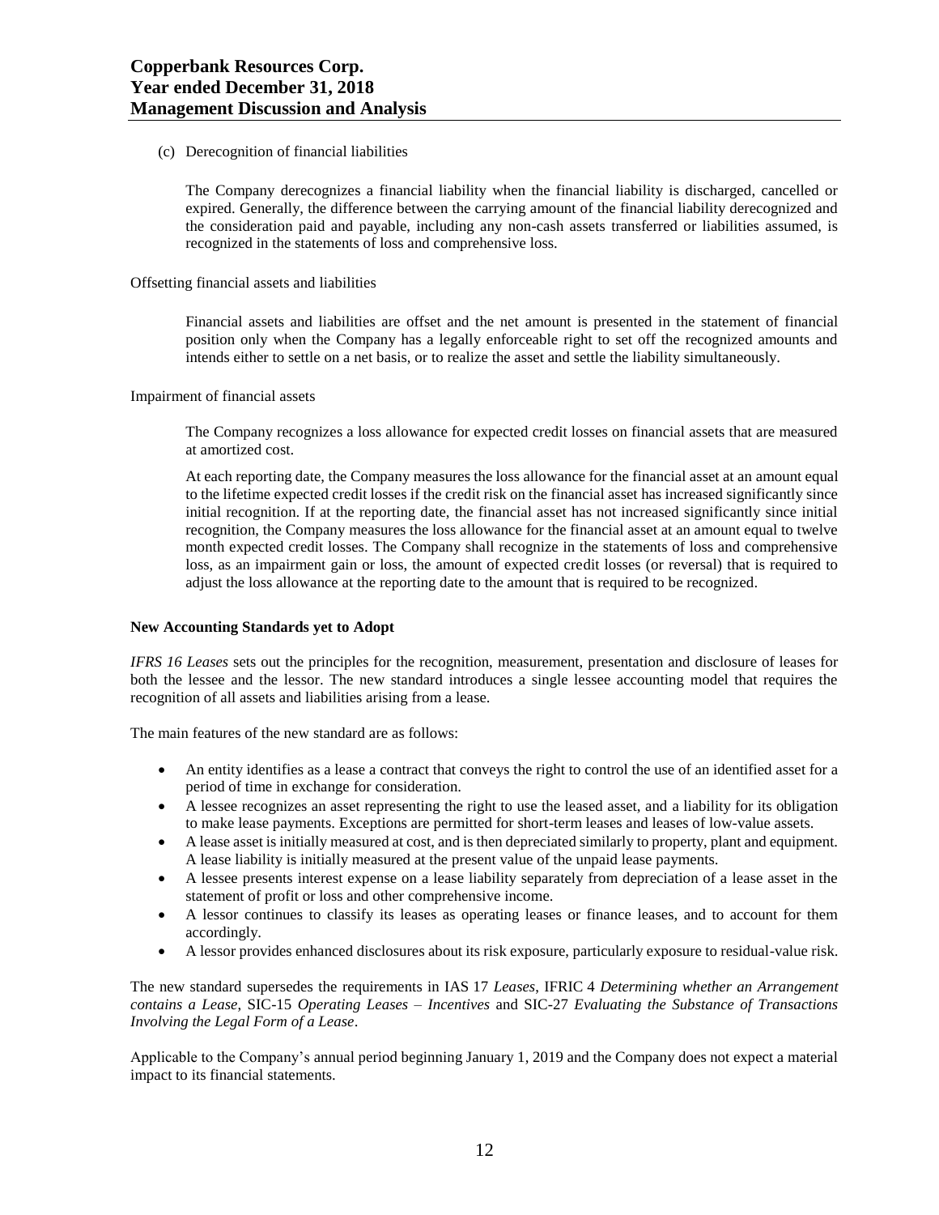(c) Derecognition of financial liabilities

The Company derecognizes a financial liability when the financial liability is discharged, cancelled or expired. Generally, the difference between the carrying amount of the financial liability derecognized and the consideration paid and payable, including any non-cash assets transferred or liabilities assumed, is recognized in the statements of loss and comprehensive loss.

Offsetting financial assets and liabilities

Financial assets and liabilities are offset and the net amount is presented in the statement of financial position only when the Company has a legally enforceable right to set off the recognized amounts and intends either to settle on a net basis, or to realize the asset and settle the liability simultaneously.

Impairment of financial assets

The Company recognizes a loss allowance for expected credit losses on financial assets that are measured at amortized cost.

At each reporting date, the Company measures the loss allowance for the financial asset at an amount equal to the lifetime expected credit losses if the credit risk on the financial asset has increased significantly since initial recognition. If at the reporting date, the financial asset has not increased significantly since initial recognition, the Company measures the loss allowance for the financial asset at an amount equal to twelve month expected credit losses. The Company shall recognize in the statements of loss and comprehensive loss, as an impairment gain or loss, the amount of expected credit losses (or reversal) that is required to adjust the loss allowance at the reporting date to the amount that is required to be recognized.

**New Accounting Standards yet to Adopt**

*IFRS 16 Leases* sets out the principles for the recognition, measurement, presentation and disclosure of leases for both the lessee and the lessor. The new standard introduces a single lessee accounting model that requires the recognition of all assets and liabilities arising from a lease.

The main features of the new standard are as follows:

- An entity identifies as a lease a contract that conveys the right to control the use of an identified asset for a period of time in exchange for consideration.
- A lessee recognizes an asset representing the right to use the leased asset, and a liability for its obligation to make lease payments. Exceptions are permitted for short-term leases and leases of low-value assets.
- A lease asset is initially measured at cost, and is then depreciated similarly to property, plant and equipment. A lease liability is initially measured at the present value of the unpaid lease payments.
- A lessee presents interest expense on a lease liability separately from depreciation of a lease asset in the statement of profit or loss and other comprehensive income.
- A lessor continues to classify its leases as operating leases or finance leases, and to account for them accordingly.
- A lessor provides enhanced disclosures about its risk exposure, particularly exposure to residual-value risk.

The new standard supersedes the requirements in IAS 17 *Leases*, IFRIC 4 *Determining whether an Arrangement contains a Lease*, SIC-15 *Operating Leases – Incentives* and SIC-27 *Evaluating the Substance of Transactions Involving the Legal Form of a Lease*.

Applicable to the Company's annual period beginning January 1, 2019 and the Company does not expect a material impact to its financial statements.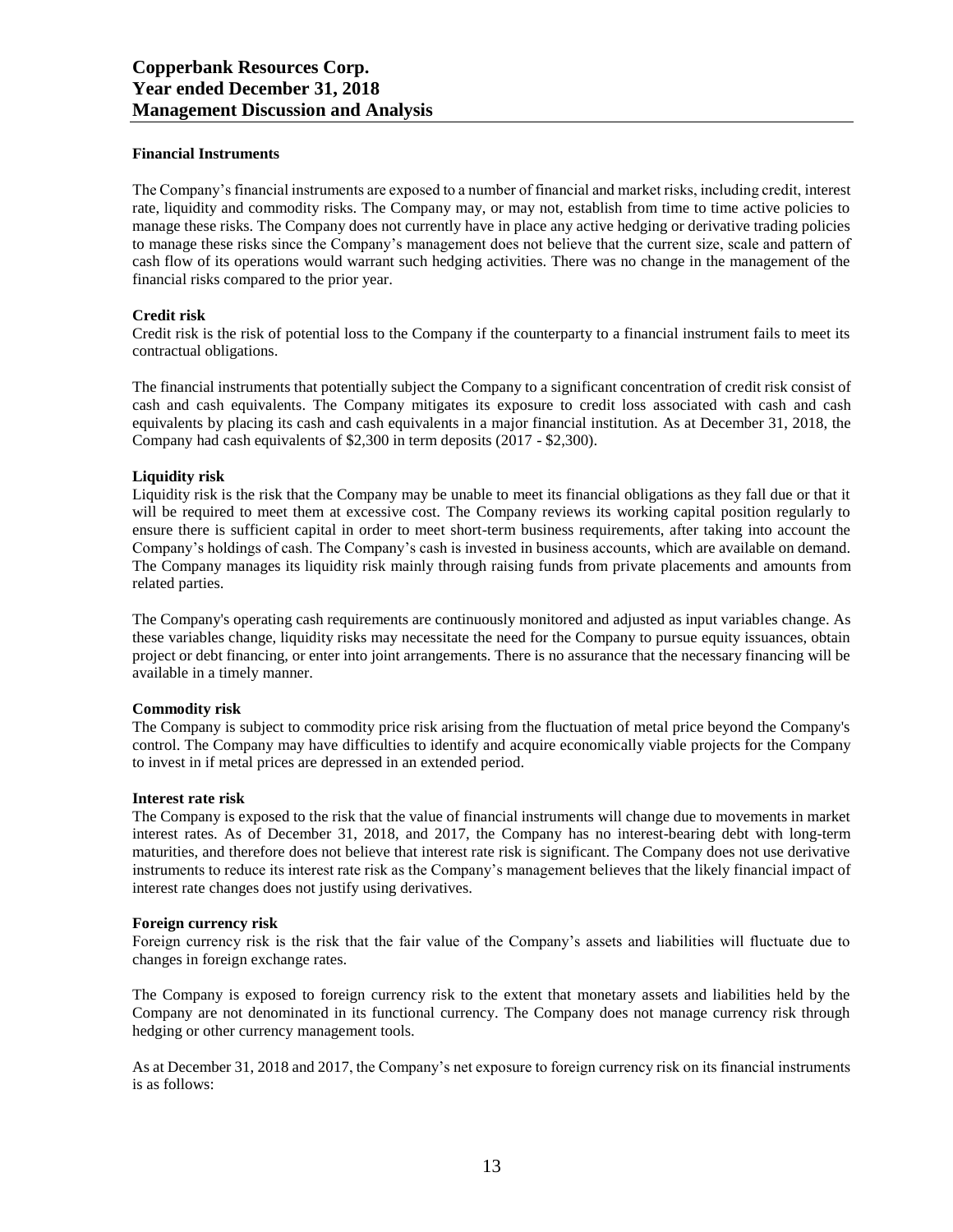### Financial Instruments

The Company's financial instruments are exposed to a number of financial and market risks, including credit, interest rate, liquidity and commodity risks. The Company may, or may not, establish from time to time active policies to manage these risks. The Company does not currently have in place any active hedging or derivative trading policies to manage these risks since the Company's management does not believe that the current size, scale and pattern of cash flow of its operations would warrant such hedging activities. There was no change in the management of the financial risks compared to the prior year.

**Credit risk**

Credit risk is the risk of potential loss to the Company if the counterparty to a financial instrument fails to meet its contractual obligations.

The financial instruments that potentially subject the Company to a significant concentration of credit risk consist of cash and cash equivalents. The Company mitigates its exposure to credit loss associated with cash and cash equivalents by placing its cash and cash equivalents in a major financial institution. As at December 31, 2018, the Company had cash equivalents of $2,300 in term deposits (2017 - $2,300).

**Liquidity risk**

Liquidity risk is the risk that the Company may be unable to meet its financial obligations as they fall due or that it will be required to meet them at excessive cost. The Company reviews its working capital position regularly to ensure there is sufficient capital in order to meet short-term business requirements, after taking into account the Company's holdings of cash. The Company's cash is invested in business accounts, which are available on demand. The Company manages its liquidity risk mainly through raising funds from private placements and amounts from related parties.

The Company's operating cash requirements are continuously monitored and adjusted as input variables change. As these variables change, liquidity risks may necessitate the need for the Company to pursue equity issuances, obtain project or debt financing, or enter into joint arrangements. There is no assurance that the necessary financing will be available in a timely manner.

**Commodity risk**

The Company is subject to commodity price risk arising from the fluctuation of metal price beyond the Company's control. The Company may have difficulties to identify and acquire economically viable projects for the Company to invest in if metal prices are depressed in an extended period.

**Interest rate risk**

The Company is exposed to the risk that the value of financial instruments will change due to movements in market interest rates. As of December 31, 2018, and 2017, the Company has no interest-bearing debt with long-term maturities, and therefore does not believe that interest rate risk is significant. The Company does not use derivative instruments to reduce its interest rate risk as the Company's management believes that the likely financial impact of interest rate changes does not justify using derivatives.

**Foreign currency risk**

Foreign currency risk is the risk that the fair value of the Company's assets and liabilities will fluctuate due to changes in foreign exchange rates.

The Company is exposed to foreign currency risk to the extent that monetary assets and liabilities held by the Company are not denominated in its functional currency. The Company does not manage currency risk through hedging or other currency management tools.

As at December 31, 2018 and 2017, the Company's net exposure to foreign currency risk on its financial instruments is as follows: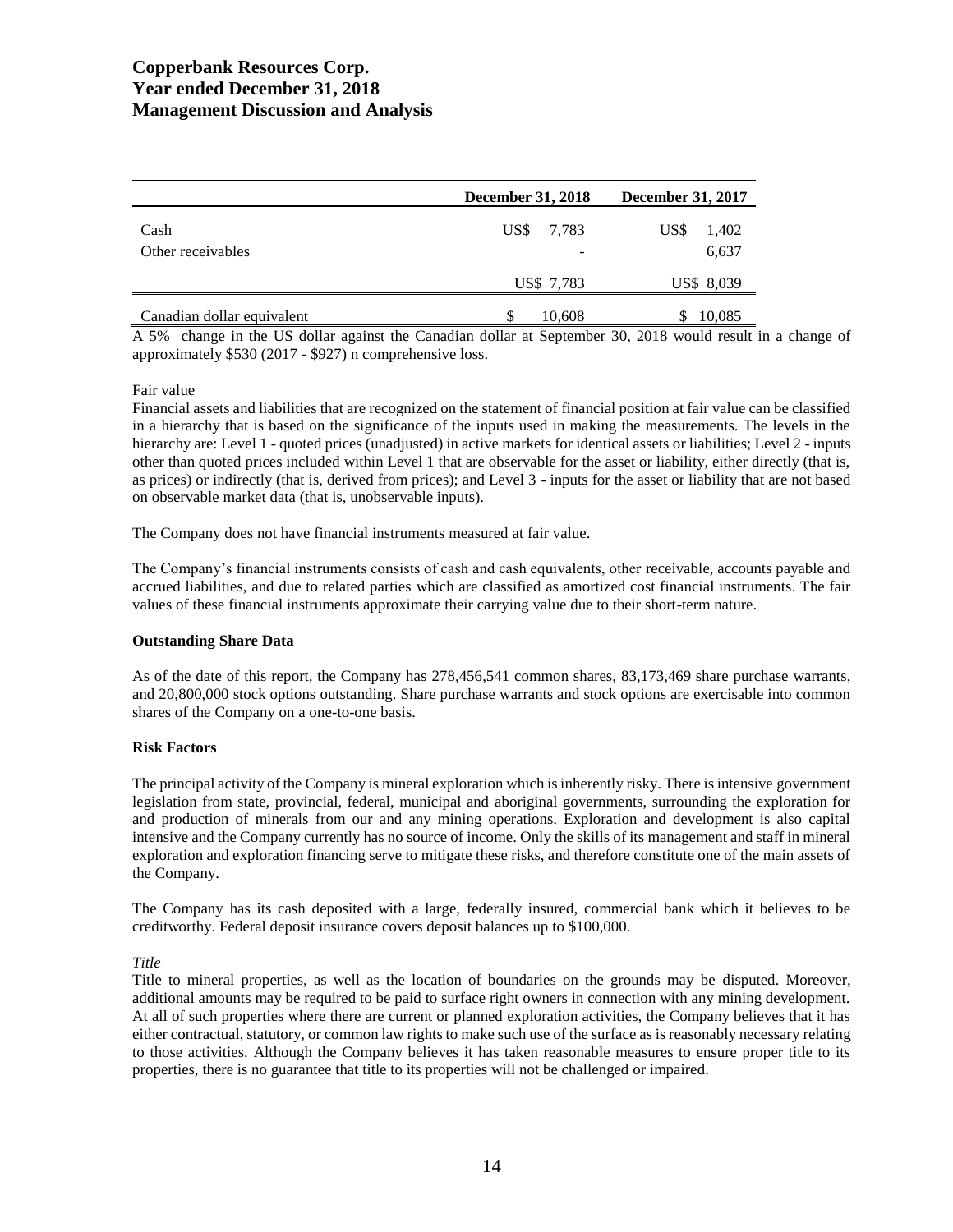| | December 31, 2018 | December 31, 2017 |
|---|---|---|
| Cash | US$ 7,783 | US$ 1,402 |
| Other receivables | - | 6,637 |
| | US$ 7,783 | US$ 8,039 |
| Canadian dollar equivalent | $ 10,608 | $ 10,085 |

A 5% change in the US dollar against the Canadian dollar at September 30, 2018 would result in a change of approximately $530 (2017 - $927) n comprehensive loss.

Fair value

Financial assets and liabilities that are recognized on the statement of financial position at fair value can be classified in a hierarchy that is based on the significance of the inputs used in making the measurements. The levels in the hierarchy are: Level 1 - quoted prices (unadjusted) in active markets for identical assets or liabilities; Level 2 - inputs other than quoted prices included within Level 1 that are observable for the asset or liability, either directly (that is, as prices) or indirectly (that is, derived from prices); and Level 3 - inputs for the asset or liability that are not based on observable market data (that is, unobservable inputs).

The Company does not have financial instruments measured at fair value.

The Company's financial instruments consists of cash and cash equivalents, other receivable, accounts payable and accrued liabilities, and due to related parties which are classified as amortized cost financial instruments. The fair values of these financial instruments approximate their carrying value due to their short-term nature.

**Outstanding Share Data**

As of the date of this report, the Company has 278,456,541 common shares, 83,173,469 share purchase warrants, and 20,800,000 stock options outstanding. Share purchase warrants and stock options are exercisable into common shares of the Company on a one-to-one basis.

**Risk Factors**

The principal activity of the Company is mineral exploration which is inherently risky. There is intensive government legislation from state, provincial, federal, municipal and aboriginal governments, surrounding the exploration for and production of minerals from our and any mining operations. Exploration and development is also capital intensive and the Company currently has no source of income. Only the skills of its management and staff in mineral exploration and exploration financing serve to mitigate these risks, and therefore constitute one of the main assets of the Company.

The Company has its cash deposited with a large, federally insured, commercial bank which it believes to be creditworthy. Federal deposit insurance covers deposit balances up to $100,000.

*Title*

Title to mineral properties, as well as the location of boundaries on the grounds may be disputed. Moreover, additional amounts may be required to be paid to surface right owners in connection with any mining development. At all of such properties where there are current or planned exploration activities, the Company believes that it has either contractual, statutory, or common law rights to make such use of the surface as is reasonably necessary relating to those activities. Although the Company believes it has taken reasonable measures to ensure proper title to its properties, there is no guarantee that title to its properties will not be challenged or impaired.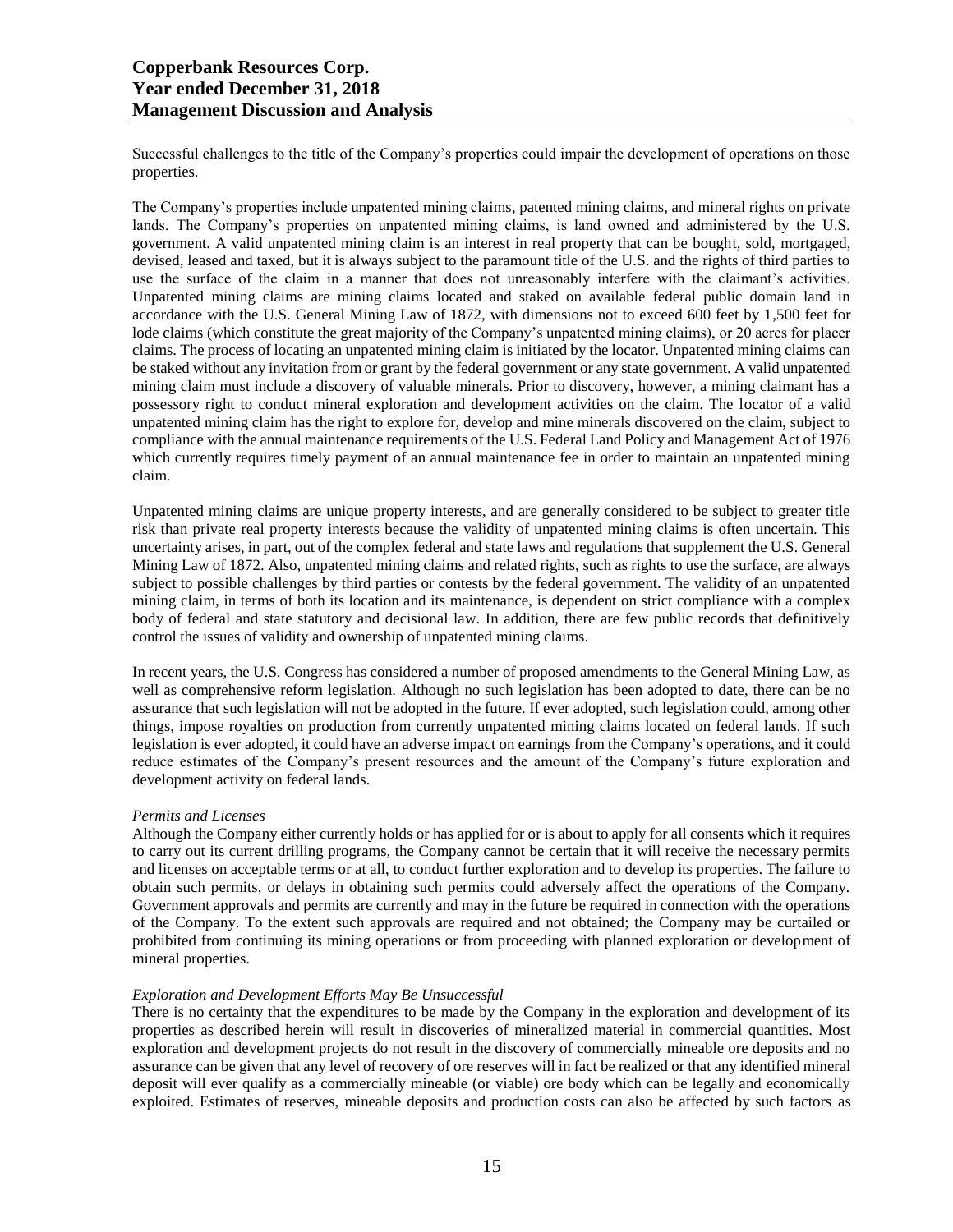Successful challenges to the title of the Company's properties could impair the development of operations on those properties.

The Company's properties include unpatented mining claims, patented mining claims, and mineral rights on private lands. The Company's properties on unpatented mining claims, is land owned and administered by the U.S. government. A valid unpatented mining claim is an interest in real property that can be bought, sold, mortgaged, devised, leased and taxed, but it is always subject to the paramount title of the U.S. and the rights of third parties to use the surface of the claim in a manner that does not unreasonably interfere with the claimant's activities. Unpatented mining claims are mining claims located and staked on available federal public domain land in accordance with the U.S. General Mining Law of 1872, with dimensions not to exceed 600 feet by 1,500 feet for lode claims (which constitute the great majority of the Company's unpatented mining claims), or 20 acres for placer claims. The process of locating an unpatented mining claim is initiated by the locator. Unpatented mining claims can be staked without any invitation from or grant by the federal government or any state government. A valid unpatented mining claim must include a discovery of valuable minerals. Prior to discovery, however, a mining claimant has a possessory right to conduct mineral exploration and development activities on the claim. The locator of a valid unpatented mining claim has the right to explore for, develop and mine minerals discovered on the claim, subject to compliance with the annual maintenance requirements of the U.S. Federal Land Policy and Management Act of 1976 which currently requires timely payment of an annual maintenance fee in order to maintain an unpatented mining claim.

Unpatented mining claims are unique property interests, and are generally considered to be subject to greater title risk than private real property interests because the validity of unpatented mining claims is often uncertain. This uncertainty arises, in part, out of the complex federal and state laws and regulations that supplement the U.S. General Mining Law of 1872. Also, unpatented mining claims and related rights, such as rights to use the surface, are always subject to possible challenges by third parties or contests by the federal government. The validity of an unpatented mining claim, in terms of both its location and its maintenance, is dependent on strict compliance with a complex body of federal and state statutory and decisional law. In addition, there are few public records that definitively control the issues of validity and ownership of unpatented mining claims.

In recent years, the U.S. Congress has considered a number of proposed amendments to the General Mining Law, as well as comprehensive reform legislation. Although no such legislation has been adopted to date, there can be no assurance that such legislation will not be adopted in the future. If ever adopted, such legislation could, among other things, impose royalties on production from currently unpatented mining claims located on federal lands. If such legislation is ever adopted, it could have an adverse impact on earnings from the Company's operations, and it could reduce estimates of the Company's present resources and the amount of the Company's future exploration and development activity on federal lands.

*Permits and Licenses*

Although the Company either currently holds or has applied for or is about to apply for all consents which it requires to carry out its current drilling programs, the Company cannot be certain that it will receive the necessary permits and licenses on acceptable terms or at all, to conduct further exploration and to develop its properties. The failure to obtain such permits, or delays in obtaining such permits could adversely affect the operations of the Company. Government approvals and permits are currently and may in the future be required in connection with the operations of the Company. To the extent such approvals are required and not obtained; the Company may be curtailed or prohibited from continuing its mining operations or from proceeding with planned exploration or development of mineral properties.

*Exploration and Development Efforts May Be Unsuccessful*

There is no certainty that the expenditures to be made by the Company in the exploration and development of its properties as described herein will result in discoveries of mineralized material in commercial quantities. Most exploration and development projects do not result in the discovery of commercially mineable ore deposits and no assurance can be given that any level of recovery of ore reserves will in fact be realized or that any identified mineral deposit will ever qualify as a commercially mineable (or viable) ore body which can be legally and economically exploited. Estimates of reserves, mineable deposits and production costs can also be affected by such factors as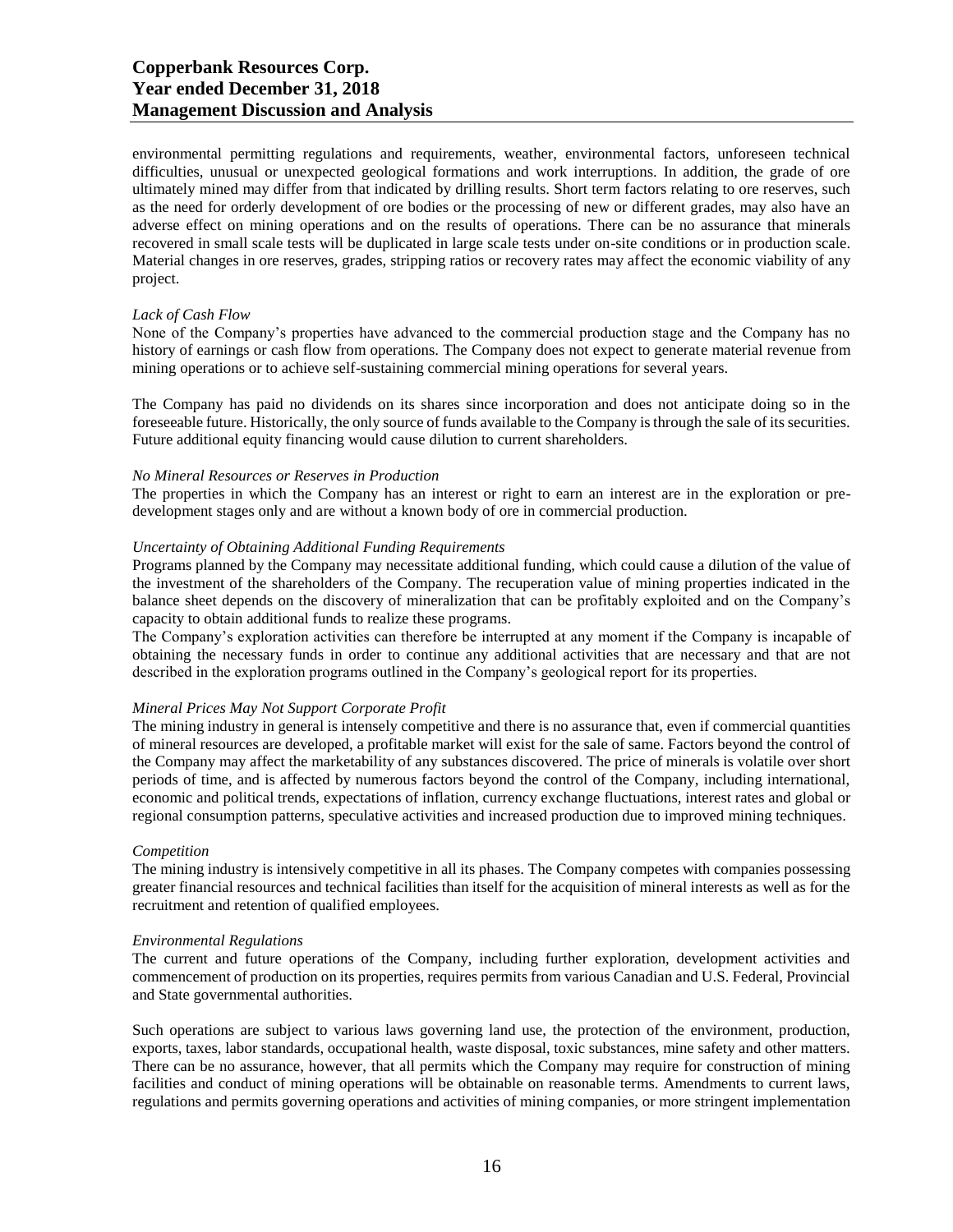environmental permitting regulations and requirements, weather, environmental factors, unforeseen technical difficulties, unusual or unexpected geological formations and work interruptions. In addition, the grade of ore ultimately mined may differ from that indicated by drilling results. Short term factors relating to ore reserves, such as the need for orderly development of ore bodies or the processing of new or different grades, may also have an adverse effect on mining operations and on the results of operations. There can be no assurance that minerals recovered in small scale tests will be duplicated in large scale tests under on-site conditions or in production scale. Material changes in ore reserves, grades, stripping ratios or recovery rates may affect the economic viability of any project.

*Lack of Cash Flow*

None of the Company's properties have advanced to the commercial production stage and the Company has no history of earnings or cash flow from operations. The Company does not expect to generate material revenue from mining operations or to achieve self-sustaining commercial mining operations for several years.

The Company has paid no dividends on its shares since incorporation and does not anticipate doing so in the foreseeable future. Historically, the only source of funds available to the Company is through the sale of its securities. Future additional equity financing would cause dilution to current shareholders.

*No Mineral Resources or Reserves in Production*

The properties in which the Company has an interest or right to earn an interest are in the exploration or pre-development stages only and are without a known body of ore in commercial production.

*Uncertainty of Obtaining Additional Funding Requirements*

Programs planned by the Company may necessitate additional funding, which could cause a dilution of the value of the investment of the shareholders of the Company. The recuperation value of mining properties indicated in the balance sheet depends on the discovery of mineralization that can be profitably exploited and on the Company's capacity to obtain additional funds to realize these programs.

The Company's exploration activities can therefore be interrupted at any moment if the Company is incapable of obtaining the necessary funds in order to continue any additional activities that are necessary and that are not described in the exploration programs outlined in the Company's geological report for its properties.

*Mineral Prices May Not Support Corporate Profit*

The mining industry in general is intensely competitive and there is no assurance that, even if commercial quantities of mineral resources are developed, a profitable market will exist for the sale of same. Factors beyond the control of the Company may affect the marketability of any substances discovered. The price of minerals is volatile over short periods of time, and is affected by numerous factors beyond the control of the Company, including international, economic and political trends, expectations of inflation, currency exchange fluctuations, interest rates and global or regional consumption patterns, speculative activities and increased production due to improved mining techniques.

*Competition*

The mining industry is intensively competitive in all its phases. The Company competes with companies possessing greater financial resources and technical facilities than itself for the acquisition of mineral interests as well as for the recruitment and retention of qualified employees.

*Environmental Regulations*

The current and future operations of the Company, including further exploration, development activities and commencement of production on its properties, requires permits from various Canadian and U.S. Federal, Provincial and State governmental authorities.

Such operations are subject to various laws governing land use, the protection of the environment, production, exports, taxes, labor standards, occupational health, waste disposal, toxic substances, mine safety and other matters. There can be no assurance, however, that all permits which the Company may require for construction of mining facilities and conduct of mining operations will be obtainable on reasonable terms. Amendments to current laws, regulations and permits governing operations and activities of mining companies, or more stringent implementation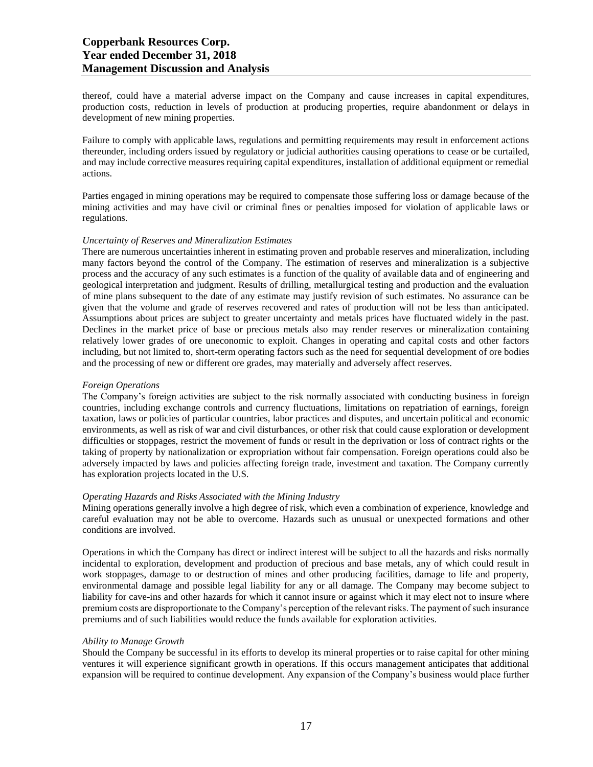thereof, could have a material adverse impact on the Company and cause increases in capital expenditures, production costs, reduction in levels of production at producing properties, require abandonment or delays in development of new mining properties.

Failure to comply with applicable laws, regulations and permitting requirements may result in enforcement actions thereunder, including orders issued by regulatory or judicial authorities causing operations to cease or be curtailed, and may include corrective measures requiring capital expenditures, installation of additional equipment or remedial actions.

Parties engaged in mining operations may be required to compensate those suffering loss or damage because of the mining activities and may have civil or criminal fines or penalties imposed for violation of applicable laws or regulations.

*Uncertainty of Reserves and Mineralization Estimates*

There are numerous uncertainties inherent in estimating proven and probable reserves and mineralization, including many factors beyond the control of the Company. The estimation of reserves and mineralization is a subjective process and the accuracy of any such estimates is a function of the quality of available data and of engineering and geological interpretation and judgment. Results of drilling, metallurgical testing and production and the evaluation of mine plans subsequent to the date of any estimate may justify revision of such estimates. No assurance can be given that the volume and grade of reserves recovered and rates of production will not be less than anticipated. Assumptions about prices are subject to greater uncertainty and metals prices have fluctuated widely in the past. Declines in the market price of base or precious metals also may render reserves or mineralization containing relatively lower grades of ore uneconomic to exploit. Changes in operating and capital costs and other factors including, but not limited to, short-term operating factors such as the need for sequential development of ore bodies and the processing of new or different ore grades, may materially and adversely affect reserves.

*Foreign Operations*

The Company's foreign activities are subject to the risk normally associated with conducting business in foreign countries, including exchange controls and currency fluctuations, limitations on repatriation of earnings, foreign taxation, laws or policies of particular countries, labor practices and disputes, and uncertain political and economic environments, as well as risk of war and civil disturbances, or other risk that could cause exploration or development difficulties or stoppages, restrict the movement of funds or result in the deprivation or loss of contract rights or the taking of property by nationalization or expropriation without fair compensation. Foreign operations could also be adversely impacted by laws and policies affecting foreign trade, investment and taxation. The Company currently has exploration projects located in the U.S.

*Operating Hazards and Risks Associated with the Mining Industry*

Mining operations generally involve a high degree of risk, which even a combination of experience, knowledge and careful evaluation may not be able to overcome. Hazards such as unusual or unexpected formations and other conditions are involved.

Operations in which the Company has direct or indirect interest will be subject to all the hazards and risks normally incidental to exploration, development and production of precious and base metals, any of which could result in work stoppages, damage to or destruction of mines and other producing facilities, damage to life and property, environmental damage and possible legal liability for any or all damage. The Company may become subject to liability for cave-ins and other hazards for which it cannot insure or against which it may elect not to insure where premium costs are disproportionate to the Company's perception of the relevant risks. The payment of such insurance premiums and of such liabilities would reduce the funds available for exploration activities.

*Ability to Manage Growth*

Should the Company be successful in its efforts to develop its mineral properties or to raise capital for other mining ventures it will experience significant growth in operations. If this occurs management anticipates that additional expansion will be required to continue development. Any expansion of the Company's business would place further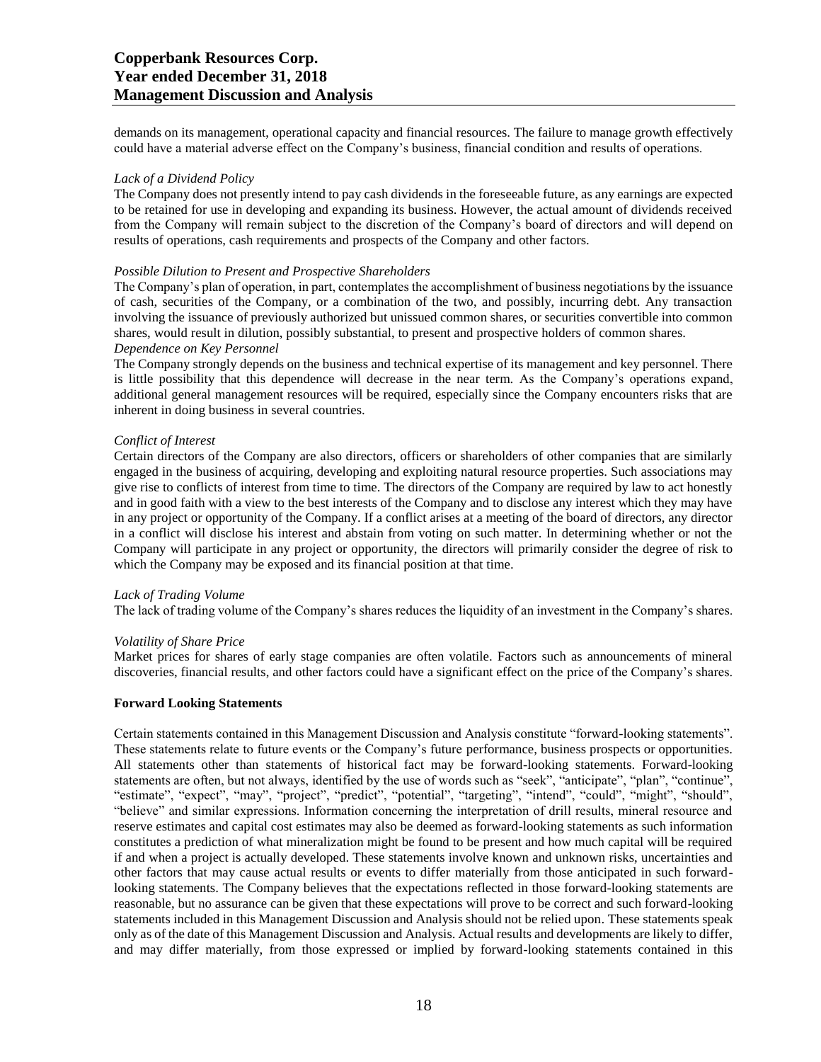demands on its management, operational capacity and financial resources. The failure to manage growth effectively could have a material adverse effect on the Company's business, financial condition and results of operations.

*Lack of a Dividend Policy*

The Company does not presently intend to pay cash dividends in the foreseeable future, as any earnings are expected to be retained for use in developing and expanding its business. However, the actual amount of dividends received from the Company will remain subject to the discretion of the Company's board of directors and will depend on results of operations, cash requirements and prospects of the Company and other factors.

*Possible Dilution to Present and Prospective Shareholders*

The Company's plan of operation, in part, contemplates the accomplishment of business negotiations by the issuance of cash, securities of the Company, or a combination of the two, and possibly, incurring debt. Any transaction involving the issuance of previously authorized but unissued common shares, or securities convertible into common shares, would result in dilution, possibly substantial, to present and prospective holders of common shares.

*Dependence on Key Personnel*

The Company strongly depends on the business and technical expertise of its management and key personnel. There is little possibility that this dependence will decrease in the near term. As the Company's operations expand, additional general management resources will be required, especially since the Company encounters risks that are inherent in doing business in several countries.

*Conflict of Interest*

Certain directors of the Company are also directors, officers or shareholders of other companies that are similarly engaged in the business of acquiring, developing and exploiting natural resource properties. Such associations may give rise to conflicts of interest from time to time. The directors of the Company are required by law to act honestly and in good faith with a view to the best interests of the Company and to disclose any interest which they may have in any project or opportunity of the Company. If a conflict arises at a meeting of the board of directors, any director in a conflict will disclose his interest and abstain from voting on such matter. In determining whether or not the Company will participate in any project or opportunity, the directors will primarily consider the degree of risk to which the Company may be exposed and its financial position at that time.

*Lack of Trading Volume*

The lack of trading volume of the Company's shares reduces the liquidity of an investment in the Company's shares.

*Volatility of Share Price*

Market prices for shares of early stage companies are often volatile. Factors such as announcements of mineral discoveries, financial results, and other factors could have a significant effect on the price of the Company's shares.

**Forward Looking Statements**

Certain statements contained in this Management Discussion and Analysis constitute "forward-looking statements". These statements relate to future events or the Company's future performance, business prospects or opportunities. All statements other than statements of historical fact may be forward-looking statements. Forward-looking statements are often, but not always, identified by the use of words such as "seek", "anticipate", "plan", "continue", "estimate", "expect", "may", "project", "predict", "potential", "targeting", "intend", "could", "might", "should", "believe" and similar expressions. Information concerning the interpretation of drill results, mineral resource and reserve estimates and capital cost estimates may also be deemed as forward-looking statements as such information constitutes a prediction of what mineralization might be found to be present and how much capital will be required if and when a project is actually developed. These statements involve known and unknown risks, uncertainties and other factors that may cause actual results or events to differ materially from those anticipated in such forward-looking statements. The Company believes that the expectations reflected in those forward-looking statements are reasonable, but no assurance can be given that these expectations will prove to be correct and such forward-looking statements included in this Management Discussion and Analysis should not be relied upon. These statements speak only as of the date of this Management Discussion and Analysis. Actual results and developments are likely to differ, and may differ materially, from those expressed or implied by forward-looking statements contained in this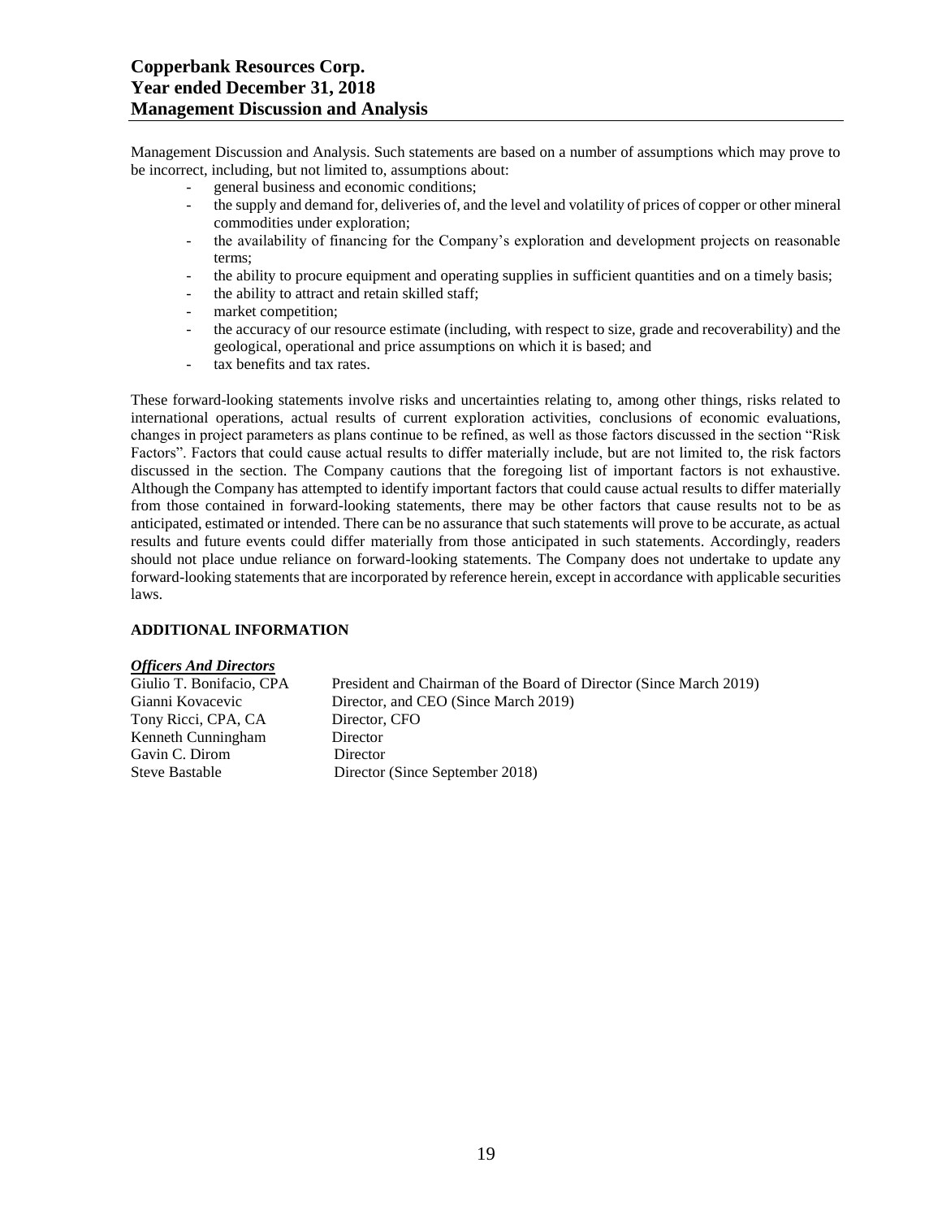Management Discussion and Analysis. Such statements are based on a number of assumptions which may prove to be incorrect, including, but not limited to, assumptions about:

- general business and economic conditions;
- the supply and demand for, deliveries of, and the level and volatility of prices of copper or other mineral commodities under exploration;
- the availability of financing for the Company's exploration and development projects on reasonable terms;
- the ability to procure equipment and operating supplies in sufficient quantities and on a timely basis;
- the ability to attract and retain skilled staff;
- market competition;
- the accuracy of our resource estimate (including, with respect to size, grade and recoverability) and the geological, operational and price assumptions on which it is based; and
- tax benefits and tax rates.

These forward-looking statements involve risks and uncertainties relating to, among other things, risks related to international operations, actual results of current exploration activities, conclusions of economic evaluations, changes in project parameters as plans continue to be refined, as well as those factors discussed in the section "Risk Factors". Factors that could cause actual results to differ materially include, but are not limited to, the risk factors discussed in the section. The Company cautions that the foregoing list of important factors is not exhaustive. Although the Company has attempted to identify important factors that could cause actual results to differ materially from those contained in forward-looking statements, there may be other factors that cause results not to be as anticipated, estimated or intended. There can be no assurance that such statements will prove to be accurate, as actual results and future events could differ materially from those anticipated in such statements. Accordingly, readers should not place undue reliance on forward-looking statements. The Company does not undertake to update any forward-looking statements that are incorporated by reference herein, except in accordance with applicable securities laws.

## ADDITIONAL INFORMATION

***Officers And Directors***

| | |
|---|---|
| Giulio T. Bonifacio, CPA | President and Chairman of the Board of Director (Since March 2019) |
| Gianni Kovacevic | Director, and CEO (Since March 2019) |
| Tony Ricci, CPA, CA | Director, CFO |
| Kenneth Cunningham | Director |
| Gavin C. Dirom | Director |
| Steve Bastable | Director (Since September 2018) |